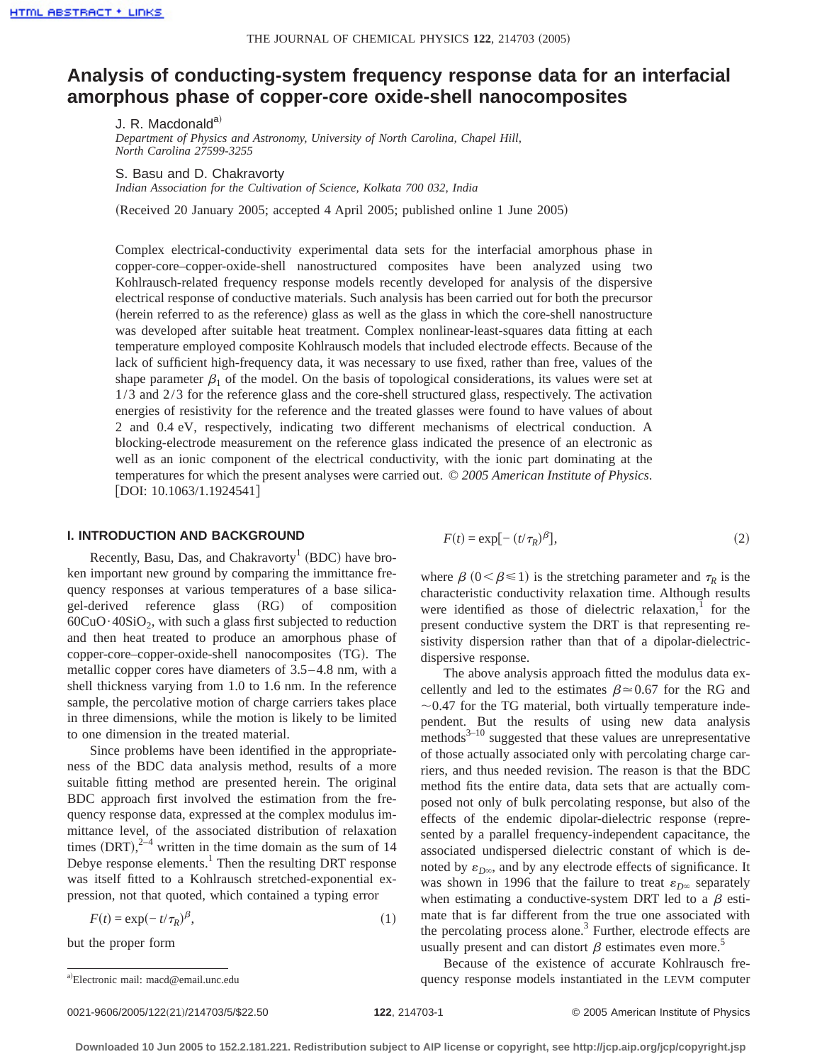# Analysis of conducting-system frequency response data for an interfacial amorphous phase of copper-core oxide-shell nanocomposites

J. R. Macdonald[a]
*Department of Physics and Astronomy, University of North Carolina, Chapel Hill, North Carolina 27599-3255*

S. Basu and D. Chakravorty
*Indian Association for the Cultivation of Science, Kolkata 700 032, India*

(Received 20 January 2005; accepted 4 April 2005; published online 1 June 2005)

Complex electrical-conductivity experimental data sets for the interfacial amorphous phase in copper-core–copper-oxide-shell nanostructured composites have been analyzed using two Kohlrausch-related frequency response models recently developed for analysis of the dispersive electrical response of conductive materials. Such analysis has been carried out for both the precursor (herein referred to as the reference) glass as well as the glass in which the core-shell nanostructure was developed after suitable heat treatment. Complex nonlinear-least-squares data fitting at each temperature employed composite Kohlrausch models that included electrode effects. Because of the lack of sufficient high-frequency data, it was necessary to use fixed, rather than free, values of the shape parameter $\beta_1$ of the model. On the basis of topological considerations, its values were set at 1/3 and 2/3 for the reference glass and the core-shell structured glass, respectively. The activation energies of resistivity for the reference and the treated glasses were found to have values of about 2 and 0.4 eV, respectively, indicating two different mechanisms of electrical conduction. A blocking-electrode measurement on the reference glass indicated the presence of an electronic as well as an ionic component of the electrical conductivity, with the ionic part dominating at the temperatures for which the present analyses were carried out. *© 2005 American Institute of Physics.* [DOI: 10.1063/1.1924541]

## I. INTRODUCTION AND BACKGROUND

Recently, Basu, Das, and Chakravorty[1] (BDC) have broken important new ground by comparing the immittance frequency responses at various temperatures of a base silica-gel-derived reference glass (RG) of composition $60CuO \cdot 40SiO_2$, with such a glass first subjected to reduction and then heat treated to produce an amorphous phase of copper-core–copper-oxide-shell nanocomposites (TG). The metallic copper cores have diameters of 3.5–4.8 nm, with a shell thickness varying from 1.0 to 1.6 nm. In the reference sample, the percolative motion of charge carriers takes place in three dimensions, while the motion is likely to be limited to one dimension in the treated material.

Since problems have been identified in the appropriateness of the BDC data analysis method, results of a more suitable fitting method are presented herein. The original BDC approach first involved the estimation from the frequency response data, expressed at the complex modulus immittance level, of the associated distribution of relaxation times (DRT),[2–4] written in the time domain as the sum of 14 Debye response elements.[1] Then the resulting DRT response was itself fitted to a Kohlrausch stretched-exponential expression, not that quoted, which contained a typing error

$$F(t) = \exp(-t/\tau_R)^{\beta}, \tag{1}$$

but the proper form

$$F(t) = \exp[-(t/\tau_R)^{\beta}], \tag{2}$$

where $\beta$ ($0 < \beta \leq 1$) is the stretching parameter and $\tau_R$ is the characteristic conductivity relaxation time. Although results were identified as those of dielectric relaxation,[1] for the present conductive system the DRT is that representing resistivity dispersion rather than that of a dipolar-dielectric-dispersive response.

The above analysis approach fitted the modulus data excellently and led to the estimates $\beta \simeq 0.67$ for the RG and $\sim 0.47$ for the TG material, both virtually temperature independent. But the results of using new data analysis methods[3–10] suggested that these values are unrepresentative of those actually associated only with percolating charge carriers, and thus needed revision. The reason is that the BDC method fits the entire data, data sets that are actually composed not only of bulk percolating response, but also of the effects of the endemic dipolar-dielectric response (represented by a parallel frequency-independent capacitance, the associated undispersed dielectric constant of which is denoted by $\varepsilon_{D\infty}$, and by any electrode effects of significance. It was shown in 1996 that the failure to treat $\varepsilon_{D\infty}$ separately when estimating a conductive-system DRT led to a $\beta$ estimate that is far different from the true one associated with the percolating process alone.[3] Further, electrode effects are usually present and can distort $\beta$ estimates even more.[5]

Because of the existence of accurate Kohlrausch frequency response models instantiated in the LEVM computer

[a]Electronic mail: macd@email.unc.edu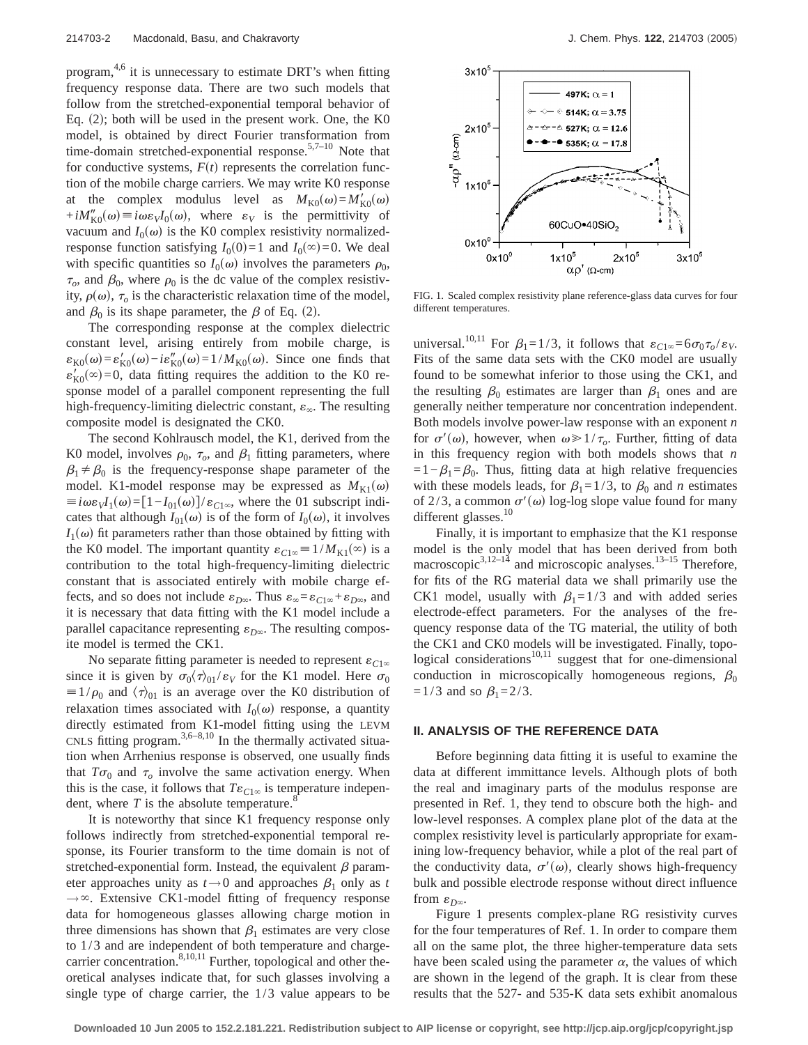program,[4,6] it is unnecessary to estimate DRT's when fitting frequency response data. There are two such models that follow from the stretched-exponential temporal behavior of Eq. (2); both will be used in the present work. One, the K0 model, is obtained by direct Fourier transformation from time-domain stretched-exponential response.[5,7–10] Note that for conductive systems, $F(t)$ represents the correlation function of the mobile charge carriers. We may write K0 response at the complex modulus level as $M_{K0}(\omega)=M'_{K0}(\omega)+iM''_{K0}(\omega)\equiv i\omega\varepsilon_V I_0(\omega)$, where $\varepsilon_V$ is the permittivity of vacuum and $I_0(\omega)$ is the K0 complex resistivity normalized-response function satisfying $I_0(0)=1$ and $I_0(\infty)=0$. We deal with specific quantities so $I_0(\omega)$ involves the parameters $\rho_0$, $\tau_o$, and $\beta_0$, where $\rho_0$ is the dc value of the complex resistivity, $\rho(\omega)$, $\tau_o$ is the characteristic relaxation time of the model, and $\beta_0$ is its shape parameter, the $\beta$ of Eq. (2).

The corresponding response at the complex dielectric constant level, arising entirely from mobile charge, is $\varepsilon_{K0}(\omega)=\varepsilon'_{K0}(\omega)-i\varepsilon''_{K0}(\omega)=1/M_{K0}(\omega)$. Since one finds that $\varepsilon'_{K0}(\infty)=0$, data fitting requires the addition to the K0 response model of a parallel component representing the full high-frequency-limiting dielectric constant, $\varepsilon_\infty$. The resulting composite model is designated the CK0.

The second Kohlrausch model, the K1, derived from the K0 model, involves $\rho_0$, $\tau_o$, and $\beta_1$ fitting parameters, where $\beta_1\neq\beta_0$ is the frequency-response shape parameter of the model. K1-model response may be expressed as $M_{K1}(\omega)\equiv i\omega\varepsilon_V I_1(\omega)=[1-I_{01}(\omega)]/\varepsilon_{C1\infty}$, where the 01 subscript indicates that although $I_{01}(\omega)$ is of the form of $I_0(\omega)$, it involves $I_1(\omega)$ fit parameters rather than those obtained by fitting with the K0 model. The important quantity $\varepsilon_{C1\infty}\equiv 1/M_{K1}(\infty)$ is a contribution to the total high-frequency-limiting dielectric constant that is associated entirely with mobile charge effects, and so does not include $\varepsilon_{D\infty}$. Thus $\varepsilon_\infty=\varepsilon_{C1\infty}+\varepsilon_{D\infty}$, and it is necessary that data fitting with the K1 model include a parallel capacitance representing $\varepsilon_{D\infty}$. The resulting composite model is termed the CK1.

No separate fitting parameter is needed to represent $\varepsilon_{C1\infty}$ since it is given by $\sigma_0\langle\tau\rangle_{01}/\varepsilon_V$ for the K1 model. Here $\sigma_0\equiv 1/\rho_0$ and $\langle\tau\rangle_{01}$ is an average over the K0 distribution of relaxation times associated with $I_0(\omega)$ response, a quantity directly estimated from K1-model fitting using the LEVM CNLS fitting program.[3,6–8,10] In the thermally activated situation when Arrhenius response is observed, one usually finds that $T\sigma_0$ and $\tau_o$ involve the same activation energy. When this is the case, it follows that $T\varepsilon_{C1\infty}$ is temperature independent, where $T$ is the absolute temperature.[8]

It is noteworthy that since K1 frequency response only follows indirectly from stretched-exponential temporal response, its Fourier transform to the time domain is not of stretched-exponential form. Instead, the equivalent $\beta$ parameter approaches unity as $t\to 0$ and approaches $\beta_1$ only as $t\to\infty$. Extensive CK1-model fitting of frequency response data for homogeneous glasses allowing charge motion in three dimensions has shown that $\beta_1$ estimates are very close to 1/3 and are independent of both temperature and charge-carrier concentration.[8,10,11] Further, topological and other theoretical analyses indicate that, for such glasses involving a single type of charge carrier, the 1/3 value appears to be universal.[10,11] For $\beta_1=1/3$, it follows that $\varepsilon_{C1\infty}=6\sigma_0\tau_o/\varepsilon_V$. Fits of the same data sets with the CK0 model are usually found to be somewhat inferior to those using the CK1, and the resulting $\beta_0$ estimates are larger than $\beta_1$ ones and are generally neither temperature nor concentration independent. Both models involve power-law response with an exponent $n$ for $\sigma'(\omega)$, however, when $\omega\gg 1/\tau_o$. Further, fitting of data in this frequency region with both models shows that $n=1-\beta_1=\beta_0$. Thus, fitting data at high relative frequencies with these models leads, for $\beta_1=1/3$, to $\beta_0$ and $n$ estimates of 2/3, a common $\sigma'(\omega)$ log-log slope value found for many different glasses.[10]

Finally, it is important to emphasize that the K1 response model is the only model that has been derived from both macroscopic[3,12–14] and microscopic analyses.[13–15] Therefore, for fits of the RG material data we shall primarily use the CK1 model, usually with $\beta_1=1/3$ and with added series electrode-effect parameters. For the analyses of the frequency response data of the TG material, the utility of both the CK1 and CK0 models will be investigated. Finally, topological considerations[10,11] suggest that for one-dimensional conduction in microscopically homogeneous regions, $\beta_0=1/3$ and so $\beta_1=2/3$.

FIG. 1. Scaled complex resistivity plane reference-glass data curves for four different temperatures.

## II. ANALYSIS OF THE REFERENCE DATA

Before beginning data fitting it is useful to examine the data at different immittance levels. Although plots of both the real and imaginary parts of the modulus response are presented in Ref. 1, they tend to obscure both the high- and low-level responses. A complex plane plot of the data at the complex resistivity level is particularly appropriate for examining low-frequency behavior, while a plot of the real part of the conductivity data, $\sigma'(\omega)$, clearly shows high-frequency bulk and possible electrode response without direct influence from $\varepsilon_{D\infty}$.

Figure 1 presents complex-plane RG resistivity curves for the four temperatures of Ref. 1. In order to compare them all on the same plot, the three higher-temperature data sets have been scaled using the parameter $\alpha$, the values of which are shown in the legend of the graph. It is clear from these results that the 527- and 535-K data sets exhibit anomalous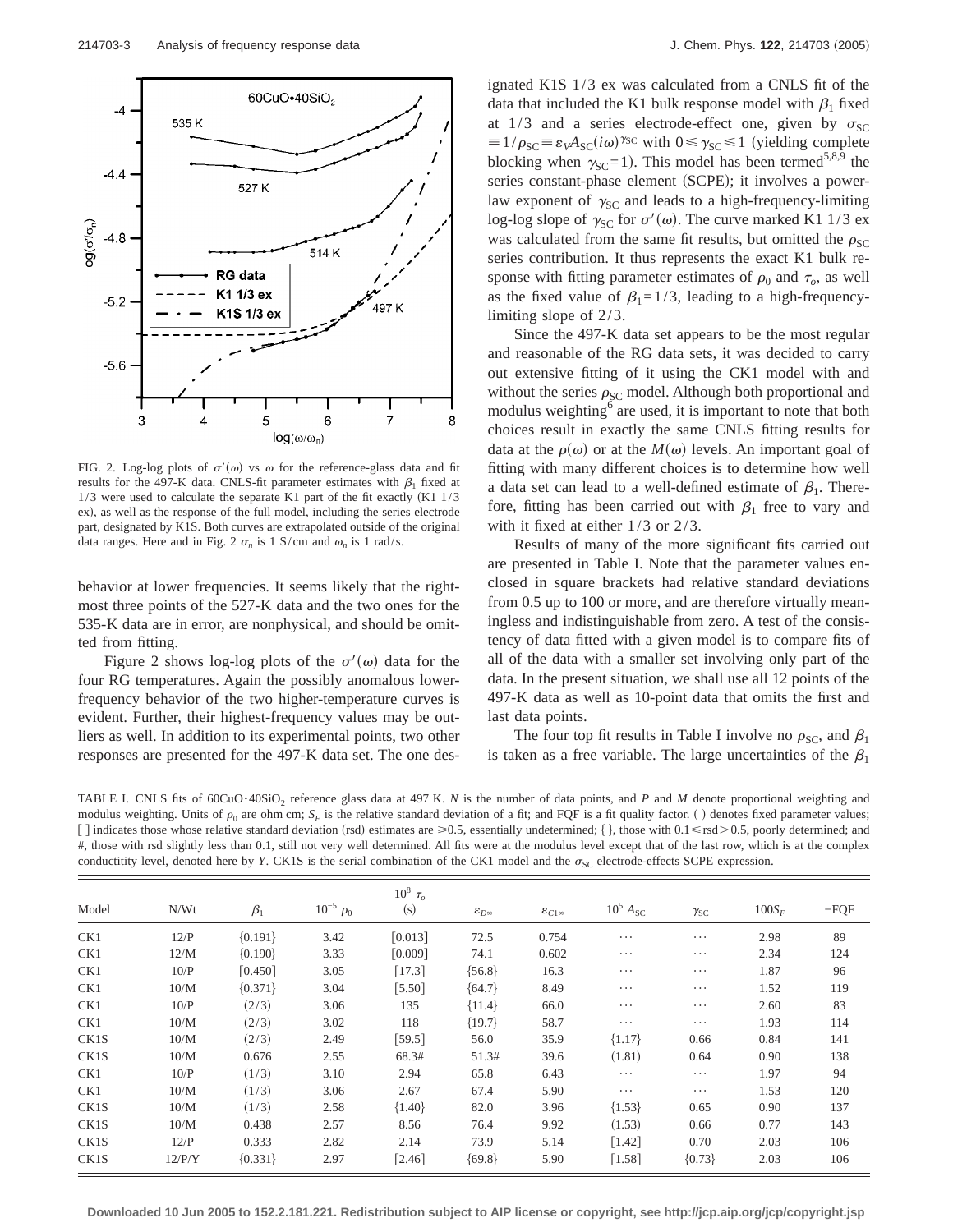FIG. 2. Log-log plots of $\sigma'(\omega)$ vs $\omega$ for the reference-glass data and fit results for the 497-K data. CNLS-fit parameter estimates with $\beta_1$ fixed at 1/3 were used to calculate the separate K1 part of the fit exactly (K1 1/3 ex), as well as the response of the full model, including the series electrode part, designated by K1S. Both curves are extrapolated outside of the original data ranges. Here and in Fig. 2 $\sigma_n$ is 1 S/cm and $\omega_n$ is 1 rad/s.

behavior at lower frequencies. It seems likely that the rightmost three points of the 527-K data and the two ones for the 535-K data are in error, are nonphysical, and should be omitted from fitting.

Figure 2 shows log-log plots of the $\sigma'(\omega)$ data for the four RG temperatures. Again the possibly anomalous lower-frequency behavior of the two higher-temperature curves is evident. Further, their highest-frequency values may be outliers as well. In addition to its experimental points, two other responses are presented for the 497-K data set. The one designated K1S 1/3 ex was calculated from a CNLS fit of the data that included the K1 bulk response model with $\beta_1$ fixed at 1/3 and a series electrode-effect one, given by $\sigma_{SC} \equiv 1/\rho_{SC} \equiv \varepsilon_V A_{SC}(i\omega)^{\gamma_{SC}}$ with $0 \leqslant \gamma_{SC} \leqslant 1$ (yielding complete blocking when $\gamma_{SC}=1$). This model has been termed[5,8,9] the series constant-phase element (SCPE); it involves a power-law exponent of $\gamma_{SC}$ and leads to a high-frequency-limiting log-log slope of $\gamma_{SC}$ for $\sigma'(\omega)$. The curve marked K1 1/3 ex was calculated from the same fit results, but omitted the $\rho_{SC}$ series contribution. It thus represents the exact K1 bulk response with fitting parameter estimates of $\rho_0$ and $\tau_o$, as well as the fixed value of $\beta_1 = 1/3$, leading to a high-frequency-limiting slope of 2/3.

Since the 497-K data set appears to be the most regular and reasonable of the RG data sets, it was decided to carry out extensive fitting of it using the CK1 model with and without the series $\rho_{SC}$ model. Although both proportional and modulus weighting[6] are used, it is important to note that both choices result in exactly the same CNLS fitting results for data at the $\rho(\omega)$ or at the $M(\omega)$ levels. An important goal of fitting with many different choices is to determine how well a data set can lead to a well-defined estimate of $\beta_1$. Therefore, fitting has been carried out with $\beta_1$ free to vary and with it fixed at either 1/3 or 2/3.

Results of many of the more significant fits carried out are presented in Table I. Note that the parameter values enclosed in square brackets had relative standard deviations from 0.5 up to 100 or more, and are therefore virtually meaningless and indistinguishable from zero. A test of the consistency of data fitted with a given model is to compare fits of all of the data with a smaller set involving only part of the data. In the present situation, we shall use all 12 points of the 497-K data as well as 10-point data that omits the first and last data points.

The four top fit results in Table I involve no $\rho_{SC}$, and $\beta_1$ is taken as a free variable. The large uncertainties of the $\beta_1$

TABLE I. CNLS fits of $60CuO \cdot 40SiO_2$ reference glass data at 497 K. *N* is the number of data points, and *P* and *M* denote proportional weighting and modulus weighting. Units of $\rho_0$ are ohm cm; $S_F$ is the relative standard deviation of a fit; and FQF is a fit quality factor. ( ) denotes fixed parameter values; [ ] indicates those whose relative standard deviation (rsd) estimates are ≥0.5, essentially undetermined; { }, those with 0.1≤rsd>0.5, poorly determined; and #, those with rsd slightly less than 0.1, still not very well determined. All fits were at the modulus level except that of the last row, which is at the complex conductitity level, denoted here by *Y*. CK1S is the serial combination of the CK1 model and the $\sigma_{SC}$ electrode-effects SCPE expression.

| Model | N/Wt | $\beta_1$ | $10^{-5}\ \rho_0$ | $10^8\ \tau_o$ (s) | $\varepsilon_{D\infty}$ | $\varepsilon_{C1\infty}$ | $10^5\ A_{SC}$ | $\gamma_{SC}$ | $100S_F$ | −FQF |
|---|---|---|---|---|---|---|---|---|---|---|
| CK1 | 12/P | {0.191} | 3.42 | [0.013] | 72.5 | 0.754 | ⋯ | ⋯ | 2.98 | 89 |
| CK1 | 12/M | {0.190} | 3.33 | [0.009] | 74.1 | 0.602 | ⋯ | ⋯ | 2.34 | 124 |
| CK1 | 10/P | [0.450] | 3.05 | [17.3] | {56.8} | 16.3 | ⋯ | ⋯ | 1.87 | 96 |
| CK1 | 10/M | {0.371} | 3.04 | [5.50] | {64.7} | 8.49 | ⋯ | ⋯ | 1.52 | 119 |
| CK1 | 10/P | (2/3) | 3.06 | 135 | {11.4} | 66.0 | ⋯ | ⋯ | 2.60 | 83 |
| CK1 | 10/M | (2/3) | 3.02 | 118 | {19.7} | 58.7 | ⋯ | ⋯ | 1.93 | 114 |
| CK1S | 10/M | (2/3) | 2.49 | [59.5] | 56.0 | 35.9 | {1.17} | 0.66 | 0.84 | 141 |
| CK1S | 10/M | 0.676 | 2.55 | 68.3# | 51.3# | 39.6 | (1.81) | 0.64 | 0.90 | 138 |
| CK1 | 10/P | (1/3) | 3.10 | 2.94 | 65.8 | 6.43 | ⋯ | ⋯ | 1.97 | 94 |
| CK1 | 10/M | (1/3) | 3.06 | 2.67 | 67.4 | 5.90 | ⋯ | ⋯ | 1.53 | 120 |
| CK1S | 10/M | (1/3) | 2.58 | {1.40} | 82.0 | 3.96 | {1.53} | 0.65 | 0.90 | 137 |
| CK1S | 10/M | 0.438 | 2.57 | 8.56 | 76.4 | 9.92 | (1.53) | 0.66 | 0.77 | 143 |
| CK1S | 12/P | 0.333 | 2.82 | 2.14 | 73.9 | 5.14 | [1.42] | 0.70 | 2.03 | 106 |
| CK1S | 12/P/Y | {0.331} | 2.97 | [2.46] | {69.8} | 5.90 | [1.58] | {0.73} | 2.03 | 106 |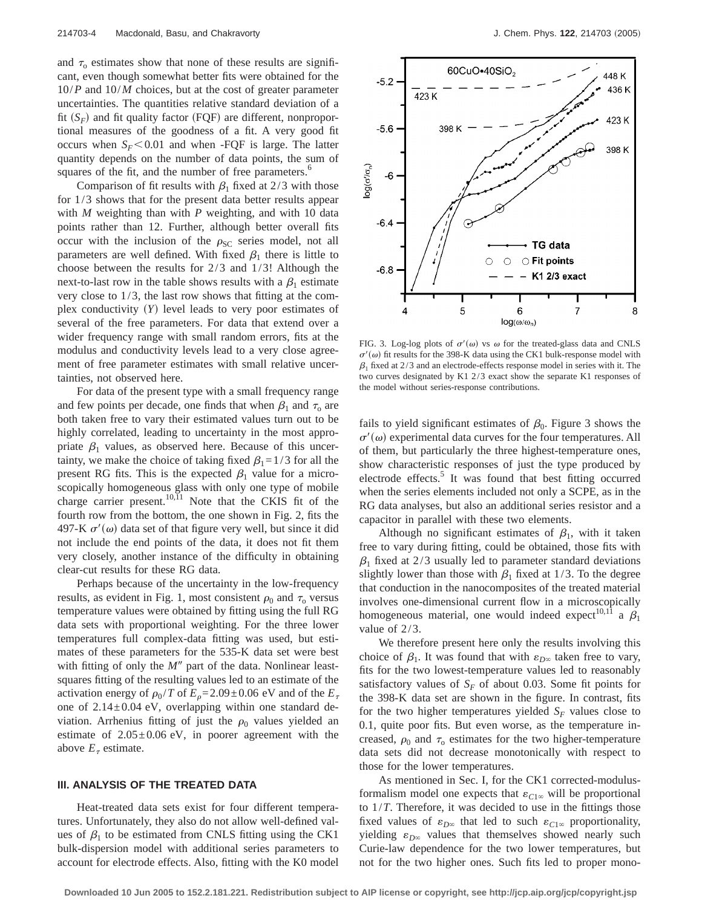and $\tau_o$ estimates show that none of these results are significant, even though somewhat better fits were obtained for the $10/P$ and $10/M$ choices, but at the cost of greater parameter uncertainties. The quantities relative standard deviation of a fit ($S_F$) and fit quality factor (FQF) are different, nonproportional measures of the goodness of a fit. A very good fit occurs when $S_F < 0.01$ and when -FQF is large. The latter quantity depends on the number of data points, the sum of squares of the fit, and the number of free parameters.[6]

Comparison of fit results with $\beta_1$ fixed at 2/3 with those for 1/3 shows that for the present data better results appear with $M$ weighting than with $P$ weighting, and with 10 data points rather than 12. Further, although better overall fits occur with the inclusion of the $\rho_{SC}$ series model, not all parameters are well defined. With fixed $\beta_1$ there is little to choose between the results for 2/3 and 1/3! Although the next-to-last row in the table shows results with a $\beta_1$ estimate very close to 1/3, the last row shows that fitting at the complex conductivity ($Y$) level leads to very poor estimates of several of the free parameters. For data that extend over a wider frequency range with small random errors, fits at the modulus and conductivity levels lead to a very close agreement of free parameter estimates with small relative uncertainties, not observed here.

For data of the present type with a small frequency range and few points per decade, one finds that when $\beta_1$ and $\tau_o$ are both taken free to vary their estimated values turn out to be highly correlated, leading to uncertainty in the most appropriate $\beta_1$ values, as observed here. Because of this uncertainty, we make the choice of taking fixed $\beta_1 = 1/3$ for all the present RG fits. This is the expected $\beta_1$ value for a microscopically homogeneous glass with only one type of mobile charge carrier present.[10,11] Note that the CKIS fit of the fourth row from the bottom, the one shown in Fig. 2, fits the 497-K $\sigma'(\omega)$ data set of that figure very well, but since it did not include the end points of the data, it does not fit them very closely, another instance of the difficulty in obtaining clear-cut results for these RG data.

Perhaps because of the uncertainty in the low-frequency results, as evident in Fig. 1, most consistent $\rho_0$ and $\tau_o$ versus temperature values were obtained by fitting using the full RG data sets with proportional weighting. For the three lower temperatures full complex-data fitting was used, but estimates of these parameters for the 535-K data set were best with fitting of only the $M''$ part of the data. Nonlinear least-squares fitting of the resulting values led to an estimate of the activation energy of $\rho_0/T$ of $E_\rho = 2.09 \pm 0.06$ eV and of the $E_\tau$ one of $2.14 \pm 0.04$ eV, overlapping within one standard deviation. Arrhenius fitting of just the $\rho_0$ values yielded an estimate of $2.05 \pm 0.06$ eV, in poorer agreement with the above $E_\tau$ estimate.

## III. ANALYSIS OF THE TREATED DATA

Heat-treated data sets exist for four different temperatures. Unfortunately, they also do not allow well-defined values of $\beta_1$ to be estimated from CNLS fitting using the CK1 bulk-dispersion model with additional series parameters to account for electrode effects. Also, fitting with the K0 model

FIG. 3. Log-log plots of $\sigma'(\omega)$ vs $\omega$ for the treated-glass data and CNLS $\sigma'(\omega)$ fit results for the 398-K data using the CK1 bulk-response model with $\beta_1$ fixed at 2/3 and an electrode-effects response model in series with it. The two curves designated by K1 2/3 exact show the separate K1 responses of the model without series-response contributions.

fails to yield significant estimates of $\beta_0$. Figure 3 shows the $\sigma'(\omega)$ experimental data curves for the four temperatures. All of them, but particularly the three highest-temperature ones, show characteristic responses of just the type produced by electrode effects.[5] It was found that best fitting occurred when the series elements included not only a SCPE, as in the RG data analyses, but also an additional series resistor and a capacitor in parallel with these two elements.

Although no significant estimates of $\beta_1$, with it taken free to vary during fitting, could be obtained, those fits with $\beta_1$ fixed at 2/3 usually led to parameter standard deviations slightly lower than those with $\beta_1$ fixed at 1/3. To the degree that conduction in the nanocomposites of the treated material involves one-dimensional current flow in a microscopically homogeneous material, one would indeed expect[10,11] a $\beta_1$ value of 2/3.

We therefore present here only the results involving this choice of $\beta_1$. It was found that with $\varepsilon_{D\infty}$ taken free to vary, fits for the two lowest-temperature values led to reasonably satisfactory values of $S_F$ of about 0.03. Some fit points for the 398-K data set are shown in the figure. In contrast, fits for the two higher temperatures yielded $S_F$ values close to 0.1, quite poor fits. But even worse, as the temperature increased, $\rho_0$ and $\tau_o$ estimates for the two higher-temperature data sets did not decrease monotonically with respect to those for the lower temperatures.

As mentioned in Sec. I, for the CK1 corrected-modulus-formalism model one expects that $\varepsilon_{C1\infty}$ will be proportional to $1/T$. Therefore, it was decided to use in the fittings those fixed values of $\varepsilon_{D\infty}$ that led to such $\varepsilon_{C1\infty}$ proportionality, yielding $\varepsilon_{D\infty}$ values that themselves showed nearly such Curie-law dependence for the two lower temperatures, but not for the two higher ones. Such fits led to proper mono-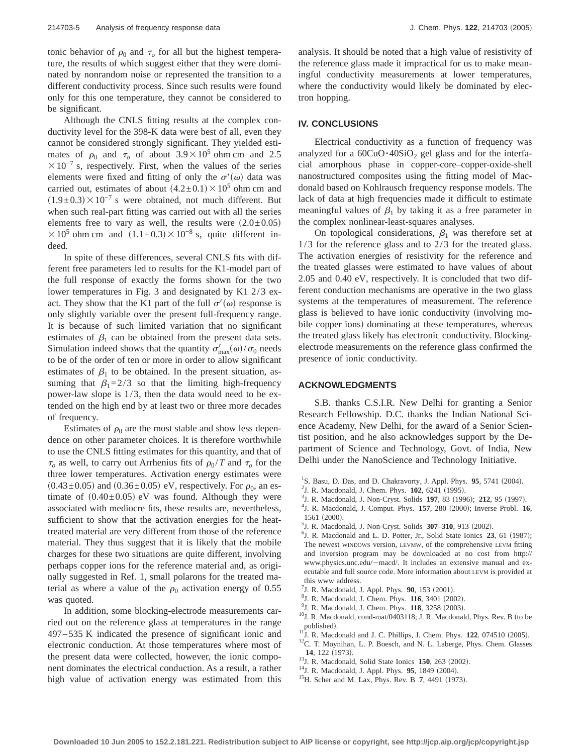tonic behavior of $\rho_0$ and $\tau_o$ for all but the highest temperature, the results of which suggest either that they were dominated by nonrandom noise or represented the transition to a different conductivity process. Since such results were found only for this one temperature, they cannot be considered to be significant.

Although the CNLS fitting results at the complex conductivity level for the 398-K data were best of all, even they cannot be considered strongly significant. They yielded estimates of $\rho_0$ and $\tau_o$ of about $3.9\times10^5$ ohm cm and $2.5\times10^{-7}$ s, respectively. First, when the values of the series elements were fixed and fitting of only the $\sigma'(\omega)$ data was carried out, estimates of about $(4.2\pm0.1)\times10^5$ ohm cm and $(1.9\pm0.3)\times10^{-7}$ s were obtained, not much different. But when such real-part fitting was carried out with all the series elements free to vary as well, the results were $(2.0\pm0.05)\times10^5$ ohm cm and $(1.1\pm0.3)\times10^{-8}$ s, quite different indeed.

In spite of these differences, several CNLS fits with different free parameters led to results for the K1-model part of the full response of exactly the forms shown for the two lower temperatures in Fig. 3 and designated by K1 2/3 exact. They show that the K1 part of the full $\sigma'(\omega)$ response is only slightly variable over the present full-frequency range. It is because of such limited variation that no significant estimates of $\beta_1$ can be obtained from the present data sets. Simulation indeed shows that the quantity $\sigma'_{\max}(\omega)/\sigma_0$ needs to be of the order of ten or more in order to allow significant estimates of $\beta_1$ to be obtained. In the present situation, assuming that $\beta_1=2/3$ so that the limiting high-frequency power-law slope is 1/3, then the data would need to be extended on the high end by at least two or three more decades of frequency.

Estimates of $\rho_0$ are the most stable and show less dependence on other parameter choices. It is therefore worthwhile to use the CNLS fitting estimates for this quantity, and that of $\tau_o$ as well, to carry out Arrhenius fits of $\rho_0/T$ and $\tau_o$ for the three lower temperatures. Activation energy estimates were $(0.43\pm0.05)$ and $(0.36\pm0.05)$ eV, respectively. For $\rho_0$, an estimate of $(0.40\pm0.05)$ eV was found. Although they were associated with mediocre fits, these results are, nevertheless, sufficient to show that the activation energies for the heat-treated material are very different from those of the reference material. They thus suggest that it is likely that the mobile charges for these two situations are quite different, involving perhaps copper ions for the reference material and, as originally suggested in Ref. 1, small polarons for the treated material as where a value of the $\rho_0$ activation energy of 0.55 was quoted.

In addition, some blocking-electrode measurements carried out on the reference glass at temperatures in the range 497–535 K indicated the presence of significant ionic and electronic conduction. At those temperatures where most of the present data were collected, however, the ionic component dominates the electrical conduction. As a result, a rather high value of activation energy was estimated from this analysis. It should be noted that a high value of resistivity of the reference glass made it impractical for us to make meaningful conductivity measurements at lower temperatures, where the conductivity would likely be dominated by electron hopping.

## IV. CONCLUSIONS

Electrical conductivity as a function of frequency was analyzed for a $60\mathrm{CuO}\cdot40\mathrm{SiO}_2$ gel glass and for the interfacial amorphous phase in copper-core–copper-oxide-shell nanostructured composites using the fitting model of Macdonald based on Kohlrausch frequency response models. The lack of data at high frequencies made it difficult to estimate meaningful values of $\beta_1$ by taking it as a free parameter in the complex nonlinear-least-squares analyses.

On topological considerations, $\beta_1$ was therefore set at 1/3 for the reference glass and to 2/3 for the treated glass. The activation energies of resistivity for the reference and the treated glasses were estimated to have values of about 2.05 and 0.40 eV, respectively. It is concluded that two different conduction mechanisms are operative in the two glass systems at the temperatures of measurement. The reference glass is believed to have ionic conductivity (involving mobile copper ions) dominating at these temperatures, whereas the treated glass likely has electronic conductivity. Blocking-electrode measurements on the reference glass confirmed the presence of ionic conductivity.

## ACKNOWLEDGMENTS

S.B. thanks C.S.I.R. New Delhi for granting a Senior Research Fellowship. D.C. thanks the Indian National Science Academy, New Delhi, for the award of a Senior Scientist position, and he also acknowledges support by the Department of Science and Technology, Govt. of India, New Delhi under the NanoScience and Technology Initiative.

[1] S. Basu, D. Das, and D. Chakravorty, J. Appl. Phys. **95**, 5741 (2004).
[2] J. R. Macdonald, J. Chem. Phys. **102**, 6241 (1995).
[3] J. R. Macdonald, J. Non-Cryst. Solids **197**, 83 (1996); **212**, 95 (1997).
[4] J. R. Macdonald, J. Comput. Phys. **157**, 280 (2000); Inverse Probl. **16**, 1561 (2000).
[5] J. R. Macdonald, J. Non-Cryst. Solids **307–310**, 913 (2002).
[6] J. R. Macdonald and L. D. Potter, Jr., Solid State Ionics **23**, 61 (1987); The newest WINDOWS version, LEVMW, of the comprehensive LEVM fitting and inversion program may be downloaded at no cost from http://www.physics.unc.edu/~macd/. It includes an extensive manual and executable and full source code. More information about LEVM is provided at this www address.
[7] J. R. Macdonald, J. Appl. Phys. **90**, 153 (2001).
[8] J. R. Macdonald, J. Chem. Phys. **116**, 3401 (2002).
[9] J. R. Macdonald, J. Chem. Phys. **118**, 3258 (2003).
[10] J. R. Macdonald, cond-mat/0403118; J. R. Macdonald, Phys. Rev. B (to be published).
[11] J. R. Macdonald and J. C. Phillips, J. Chem. Phys. **122**. 074510 (2005).
[12] C. T. Moynihan, L. P. Boesch, and N. L. Laberge, Phys. Chem. Glasses **14**, 122 (1973).
[13] J. R. Macdonald, Solid State Ionics **150**, 263 (2002).
[14] J. R. Macdonald, J. Appl. Phys. **95**, 1849 (2004).
[15] H. Scher and M. Lax, Phys. Rev. B **7**, 4491 (1973).